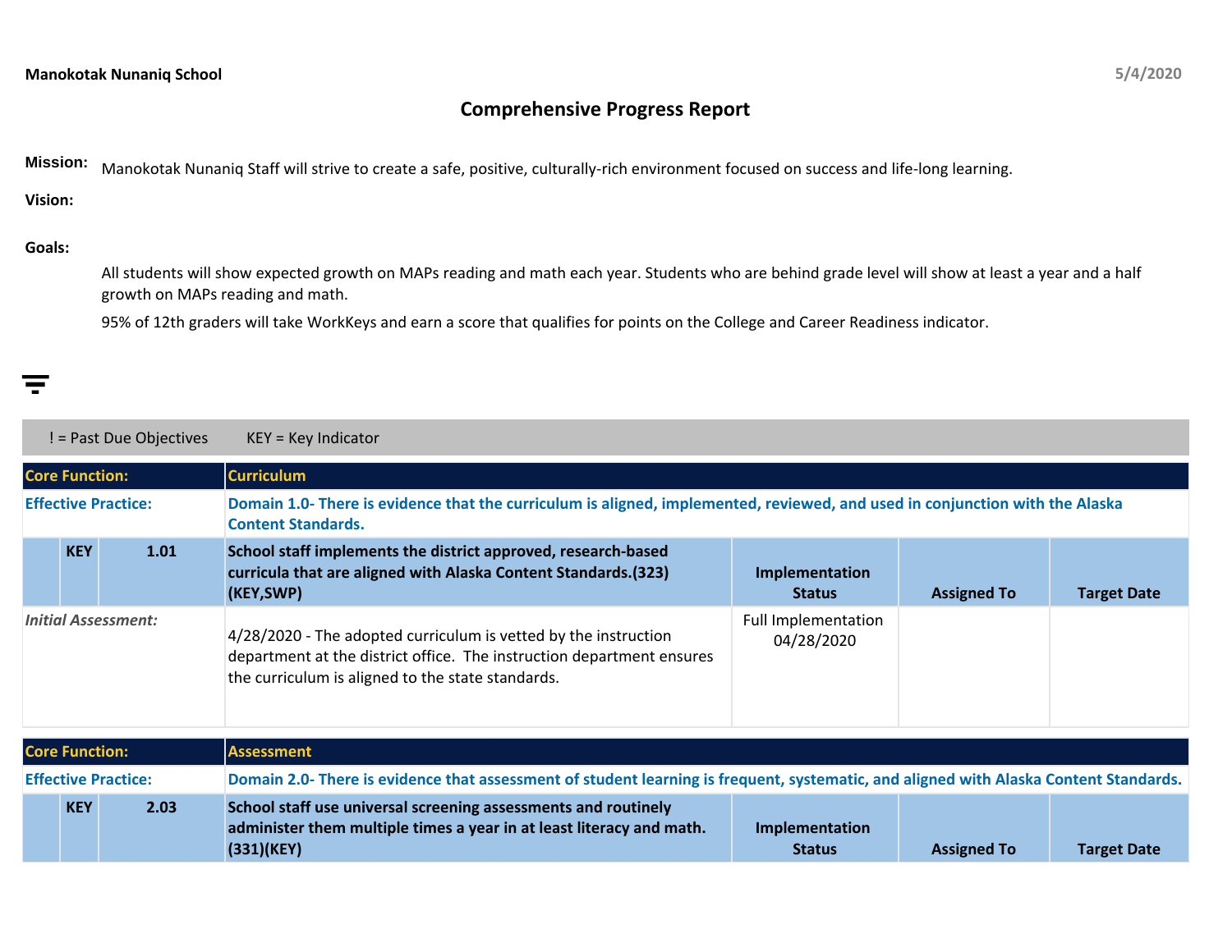**Manokotak Nunaniq School**

5/4/2020

# Comprehensive Progress Report

**Mission:** Manokotak Nunaniq Staff will strive to create a safe, positive, culturally-rich environment focused on success and life-long learning.

**Vision:**

**Goals:**

All students will show expected growth on MAPs reading and math each year. Students who are behind grade level will show at least a year and a half growth on MAPs reading and math.

95% of 12th graders will take WorkKeys and earn a score that qualifies for points on the College and Career Readiness indicator.

! = Past Due Objectives KEY = Key Indicator

| Core Function: | | | Curriculum | | | |
|---|---|---|---|---|---|---|
| **Effective Practice:** | | | **Domain 1.0- There is evidence that the curriculum is aligned, implemented, reviewed, and used in conjunction with the Alaska Content Standards.** | | | |
| | **KEY** | **1.01** | **School staff implements the district approved, research-based curricula that are aligned with Alaska Content Standards.(323)(KEY,SWP)** | **Implementation Status** | **Assigned To** | **Target Date** |
| *Initial Assessment:* | | | 4/28/2020 - The adopted curriculum is vetted by the instruction department at the district office. The instruction department ensures the curriculum is aligned to the state standards. | Full Implementation 04/28/2020 | | |

| Core Function: | | | Assessment | | | |
|---|---|---|---|---|---|---|
| **Effective Practice:** | | | **Domain 2.0- There is evidence that assessment of student learning is frequent, systematic, and aligned with Alaska Content Standards.** | | | |
| | **KEY** | **2.03** | **School staff use universal screening assessments and routinely administer them multiple times a year in at least literacy and math.(331)(KEY)** | **Implementation Status** | **Assigned To** | **Target Date** |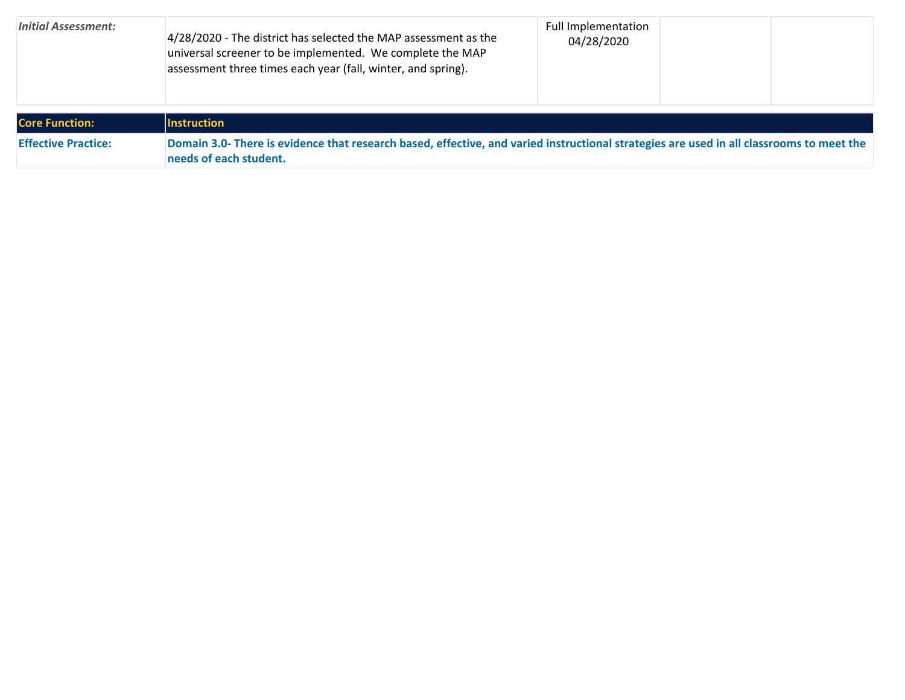| *Initial Assessment:* | 4/28/2020 - The district has selected the MAP assessment as the universal screener to be implemented.  We complete the MAP assessment three times each year (fall, winter, and spring). | Full Implementation 04/28/2020 | | |
|---|---|---|---|---|

| **Core Function:** | **Instruction** |
|---|---|
| **Effective Practice:** | **Domain 3.0- There is evidence that research based, effective, and varied instructional strategies are used in all classrooms to meet the needs of each student.** |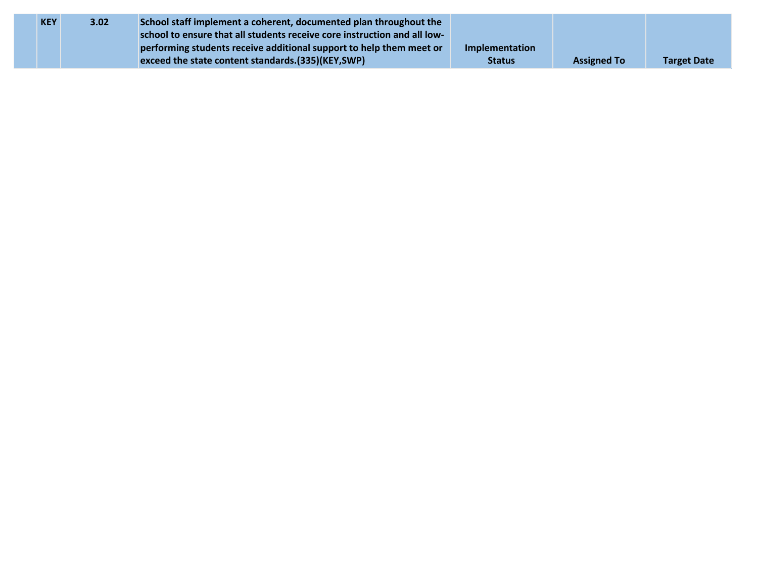|  | KEY | 3.02 | School staff implement a coherent, documented plan throughout the school to ensure that all students receive core instruction and all low-performing students receive additional support to help them meet or exceed the state content standards.(335)(KEY,SWP) | Implementation Status | Assigned To | Target Date |
|---|---|---|---|---|---|---|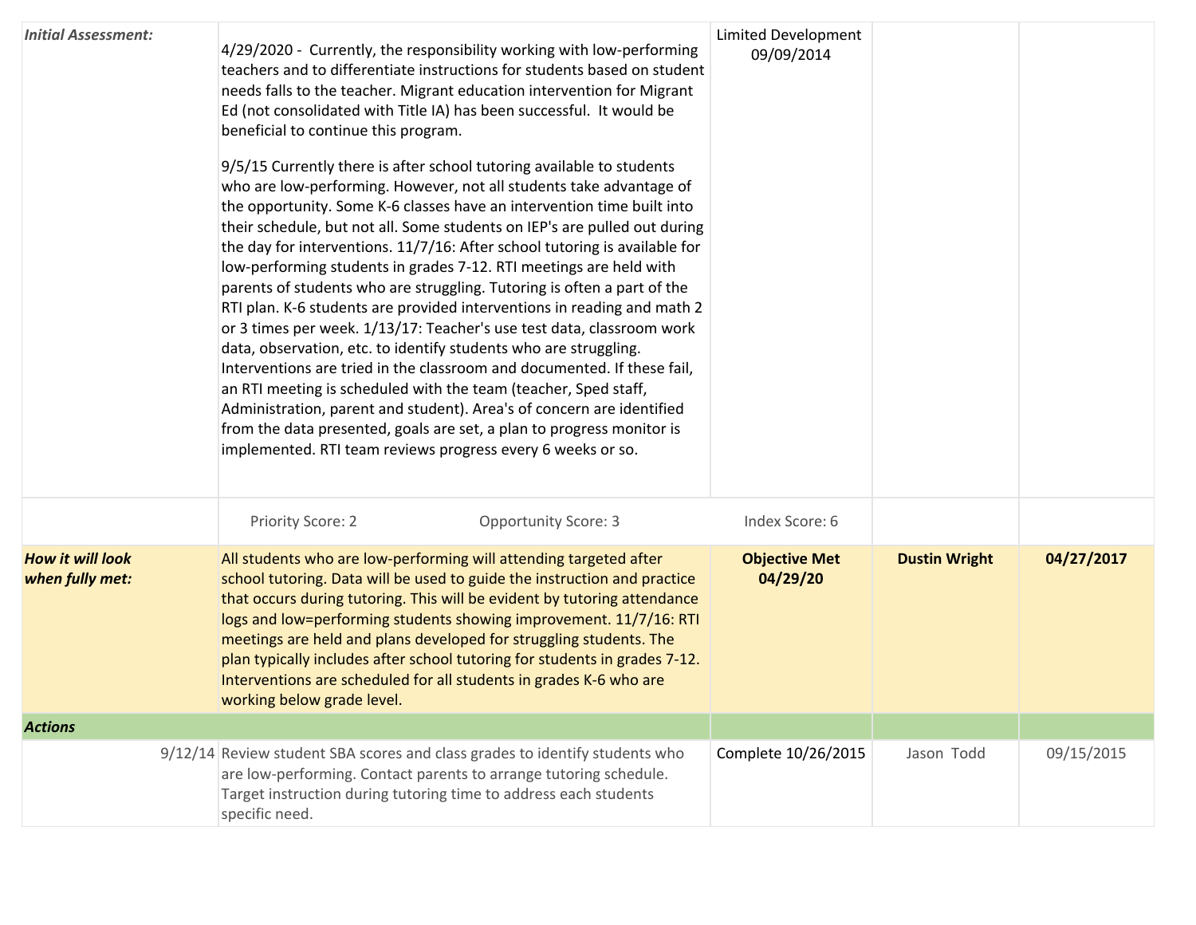| | | | | |
|---|---|---|---|---|
| ***Initial Assessment:*** | 4/29/2020 - Currently, the responsibility working with low-performing teachers and to differentiate instructions for students based on student needs falls to the teacher. Migrant education intervention for Migrant Ed (not consolidated with Title IA) has been successful. It would be beneficial to continue this program.<br><br>9/5/15 Currently there is after school tutoring available to students who are low-performing. However, not all students take advantage of the opportunity. Some K-6 classes have an intervention time built into their schedule, but not all. Some students on IEP's are pulled out during the day for interventions. 11/7/16: After school tutoring is available for low-performing students in grades 7-12. RTI meetings are held with parents of students who are struggling. Tutoring is often a part of the RTI plan. K-6 students are provided interventions in reading and math 2 or 3 times per week. 1/13/17: Teacher's use test data, classroom work data, observation, etc. to identify students who are struggling. Interventions are tried in the classroom and documented. If these fail, an RTI meeting is scheduled with the team (teacher, Sped staff, Administration, parent and student). Area's of concern are identified from the data presented, goals are set, a plan to progress monitor is implemented. RTI team reviews progress every 6 weeks or so. | Limited Development 09/09/2014 | | |
| | Priority Score: 2 &nbsp;&nbsp;&nbsp; Opportunity Score: 3 | Index Score: 6 | | |
| ***How it will look when fully met:*** | All students who are low-performing will attending targeted after school tutoring. Data will be used to guide the instruction and practice that occurs during tutoring. This will be evident by tutoring attendance logs and low=performing students showing improvement. 11/7/16: RTI meetings are held and plans developed for struggling students. The plan typically includes after school tutoring for students in grades 7-12. Interventions are scheduled for all students in grades K-6 who are working below grade level. | **Objective Met 04/29/20** | **Dustin Wright** | **04/27/2017** |
| ***Actions*** | | | | |
| 9/12/14 | Review student SBA scores and class grades to identify students who are low-performing. Contact parents to arrange tutoring schedule. Target instruction during tutoring time to address each students specific need. | Complete 10/26/2015 | Jason Todd | 09/15/2015 |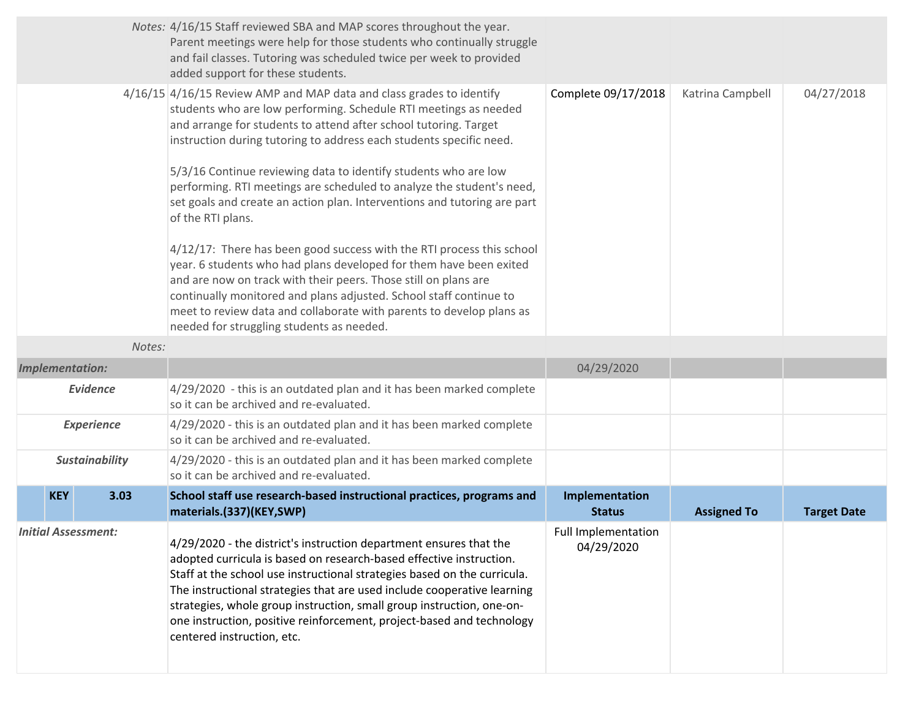| | | | | |
|---|---|---|---|---|
| *Notes:* | 4/16/15 Staff reviewed SBA and MAP scores throughout the year. Parent meetings were help for those students who continually struggle and fail classes. Tutoring was scheduled twice per week to provided added support for these students. | | | |
| 4/16/15 | 4/16/15 Review AMP and MAP data and class grades to identify students who are low performing. Schedule RTI meetings as needed and arrange for students to attend after school tutoring. Target instruction during tutoring to address each students specific need.<br><br>5/3/16 Continue reviewing data to identify students who are low performing. RTI meetings are scheduled to analyze the student's need, set goals and create an action plan. Interventions and tutoring are part of the RTI plans.<br><br>4/12/17: There has been good success with the RTI process this school year. 6 students who had plans developed for them have been exited and are now on track with their peers. Those still on plans are continually monitored and plans adjusted. School staff continue to meet to review data and collaborate with parents to develop plans as needed for struggling students as needed. | Complete 09/17/2018 | Katrina Campbell | 04/27/2018 |
| *Notes:* | | | | |
| ***Implementation:*** | | 04/29/2020 | | |
| ***Evidence*** | 4/29/2020 - this is an outdated plan and it has been marked complete so it can be archived and re-evaluated. | | | |
| ***Experience*** | 4/29/2020 - this is an outdated plan and it has been marked complete so it can be archived and re-evaluated. | | | |
| ***Sustainability*** | 4/29/2020 - this is an outdated plan and it has been marked complete so it can be archived and re-evaluated. | | | |
| **KEY 3.03** | **School staff use research-based instructional practices, programs and materials.(337)(KEY,SWP)** | **Implementation Status** | **Assigned To** | **Target Date** |
| ***Initial Assessment:*** | 4/29/2020 - the district's instruction department ensures that the adopted curricula is based on research-based effective instruction. Staff at the school use instructional strategies based on the curricula. The instructional strategies that are used include cooperative learning strategies, whole group instruction, small group instruction, one-on-one instruction, positive reinforcement, project-based and technology centered instruction, etc. | Full Implementation 04/29/2020 | | |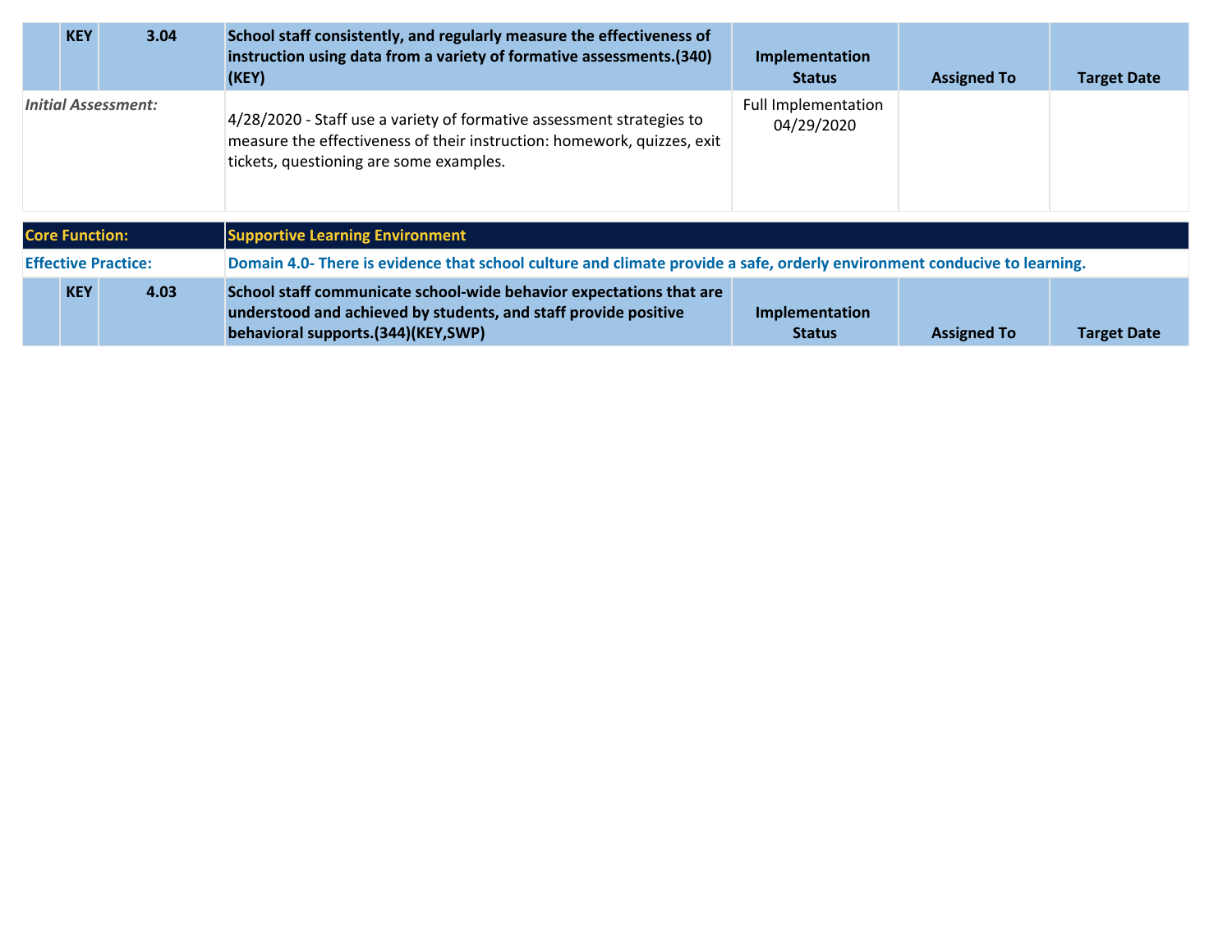| | KEY | 3.04 | School staff consistently, and regularly measure the effectiveness of instruction using data from a variety of formative assessments.(340)(KEY) | Implementation Status | Assigned To | Target Date |
|---|---|---|---|---|---|---|
| *Initial Assessment:* | | | 4/28/2020 - Staff use a variety of formative assessment strategies to measure the effectiveness of their instruction: homework, quizzes, exit tickets, questioning are some examples. | Full Implementation 04/29/2020 | | |

| Core Function: | Supportive Learning Environment |
|---|---|
| **Effective Practice:** | **Domain 4.0- There is evidence that school culture and climate provide a safe, orderly environment conducive to learning.** |

| | KEY | 4.03 | School staff communicate school-wide behavior expectations that are understood and achieved by students, and staff provide positive behavioral supports.(344)(KEY,SWP) | Implementation Status | Assigned To | Target Date |
|---|---|---|---|---|---|---|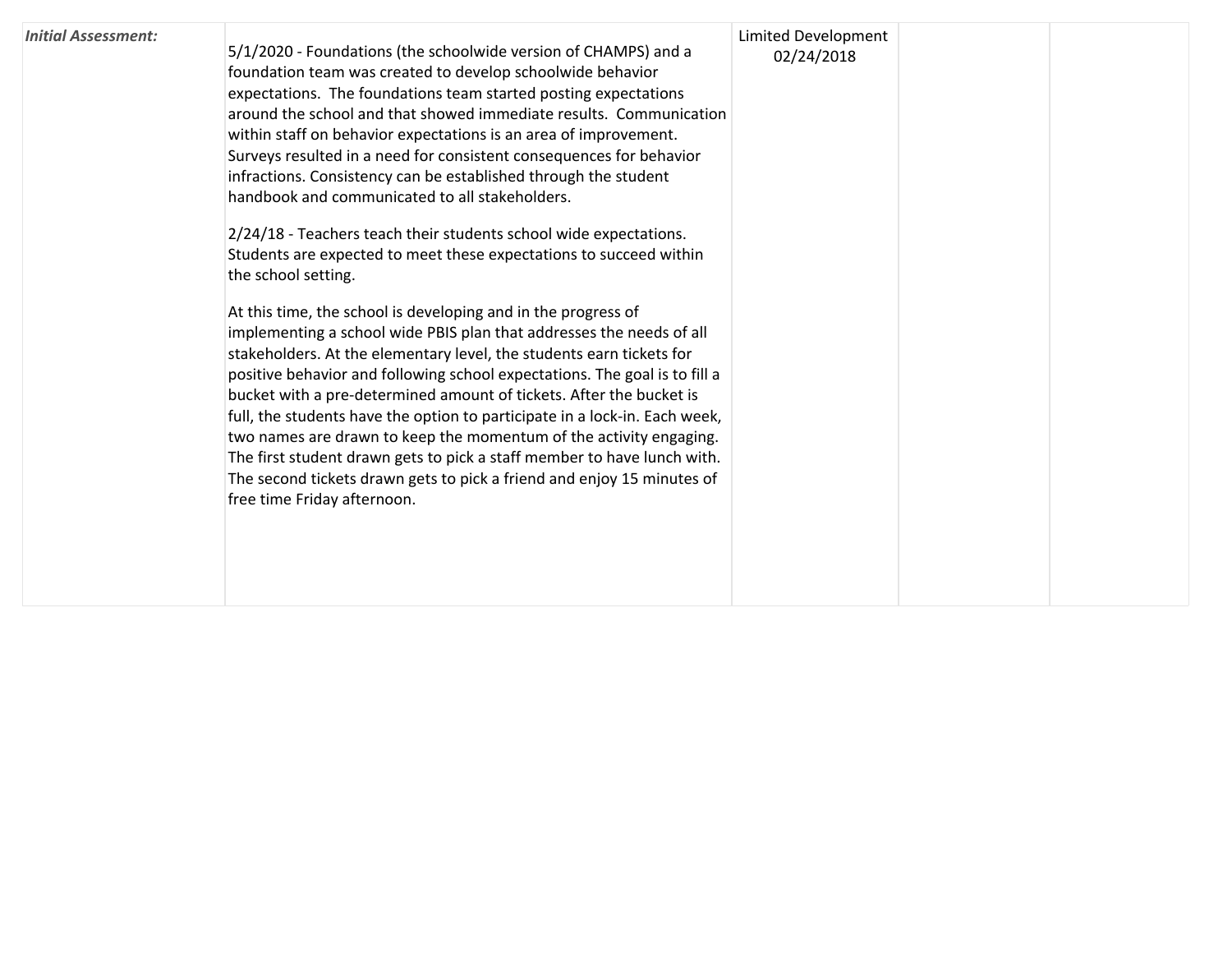| *Initial Assessment:* | 5/1/2020 - Foundations (the schoolwide version of CHAMPS) and a foundation team was created to develop schoolwide behavior expectations. The foundations team started posting expectations around the school and that showed immediate results. Communication within staff on behavior expectations is an area of improvement. Surveys resulted in a need for consistent consequences for behavior infractions. Consistency can be established through the student handbook and communicated to all stakeholders.<br><br>2/24/18 - Teachers teach their students school wide expectations. Students are expected to meet these expectations to succeed within the school setting.<br><br>At this time, the school is developing and in the progress of implementing a school wide PBIS plan that addresses the needs of all stakeholders. At the elementary level, the students earn tickets for positive behavior and following school expectations. The goal is to fill a bucket with a pre-determined amount of tickets. After the bucket is full, the students have the option to participate in a lock-in. Each week, two names are drawn to keep the momentum of the activity engaging. The first student drawn gets to pick a staff member to have lunch with. The second tickets drawn gets to pick a friend and enjoy 15 minutes of free time Friday afternoon. | Limited Development 02/24/2018 | | |
|---|---|---|---|---|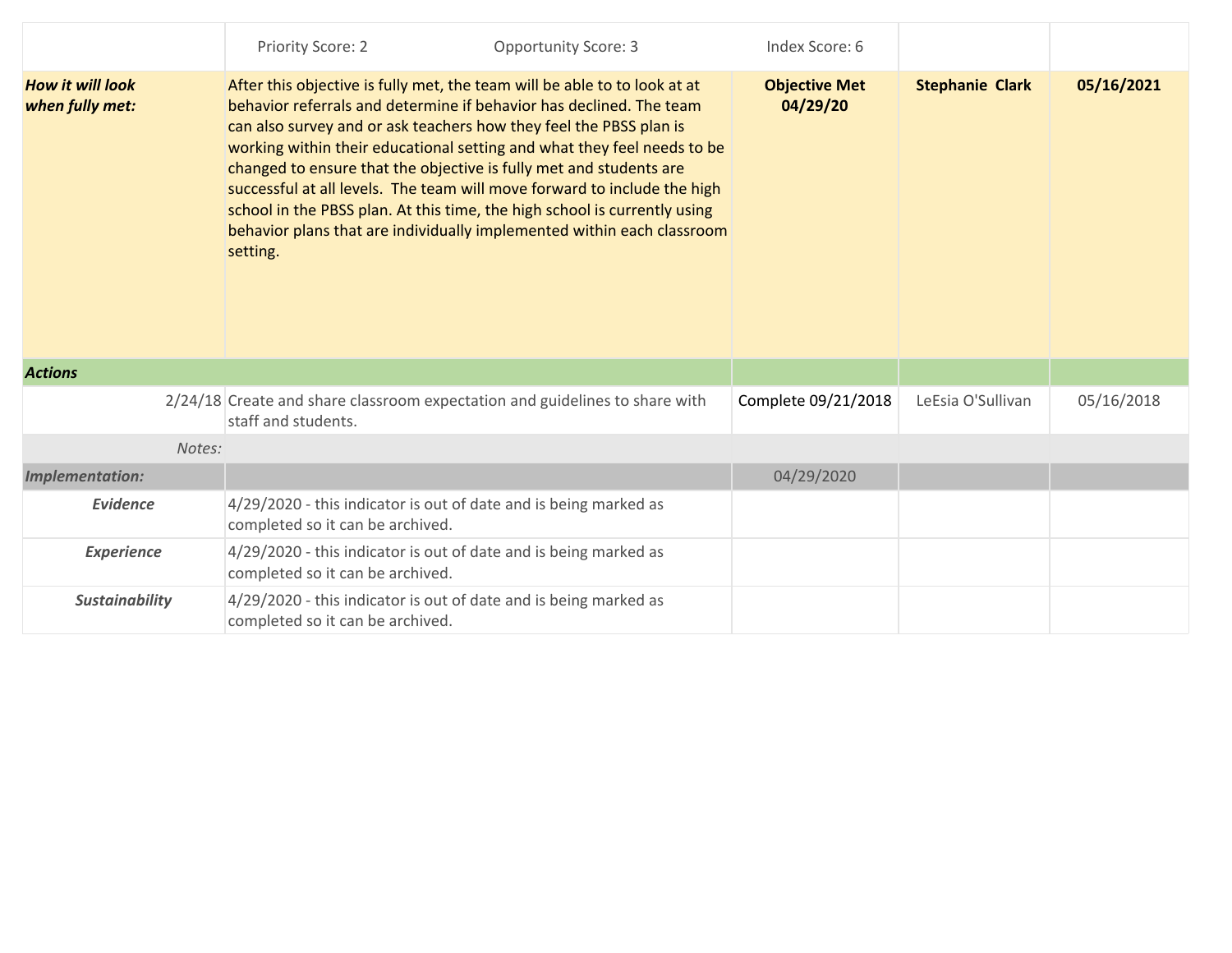| | | | | |
|---|---|---|---|---|
| | Priority Score: 2 Opportunity Score: 3 Index Score: 6 | | | |
| ***How it will look when fully met:*** | After this objective is fully met, the team will be able to to look at at behavior referrals and determine if behavior has declined. The team can also survey and or ask teachers how they feel the PBSS plan is working within their educational setting and what they feel needs to be changed to ensure that the objective is fully met and students are successful at all levels. The team will move forward to include the high school in the PBSS plan. At this time, the high school is currently using behavior plans that are individually implemented within each classroom setting. | **Objective Met 04/29/20** | **Stephanie Clark** | **05/16/2021** |
| ***Actions*** | | | | |
| 2/24/18 | Create and share classroom expectation and guidelines to share with staff and students. | Complete 09/21/2018 | LeEsia O'Sullivan | 05/16/2018 |
| *Notes:* | | | | |
| ***Implementation:*** | | 04/29/2020 | | |
| ***Evidence*** | 4/29/2020 - this indicator is out of date and is being marked as completed so it can be archived. | | | |
| ***Experience*** | 4/29/2020 - this indicator is out of date and is being marked as completed so it can be archived. | | | |
| ***Sustainability*** | 4/29/2020 - this indicator is out of date and is being marked as completed so it can be archived. | | | |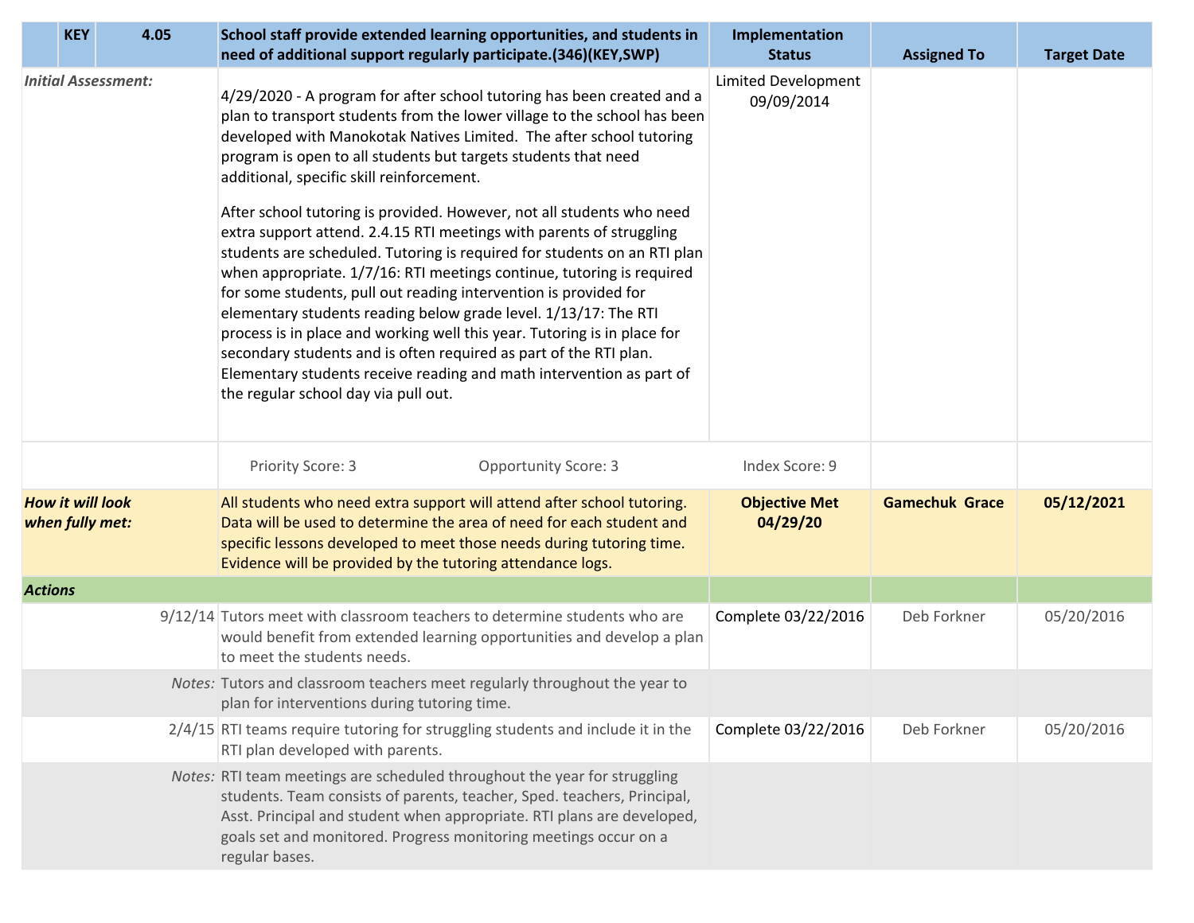| | KEY | 4.05 | School staff provide extended learning opportunities, and students in need of additional support regularly participate.(346)(KEY,SWP) | Implementation Status | Assigned To | Target Date |
|---|---|---|---|---|---|---|
| *Initial Assessment:* | | | 4/29/2020 - A program for after school tutoring has been created and a plan to transport students from the lower village to the school has been developed with Manokotak Natives Limited. The after school tutoring program is open to all students but targets students that need additional, specific skill reinforcement.<br><br>After school tutoring is provided. However, not all students who need extra support attend. 2.4.15 RTI meetings with parents of struggling students are scheduled. Tutoring is required for students on an RTI plan when appropriate. 1/7/16: RTI meetings continue, tutoring is required for some students, pull out reading intervention is provided for elementary students reading below grade level. 1/13/17: The RTI process is in place and working well this year. Tutoring is in place for secondary students and is often required as part of the RTI plan. Elementary students receive reading and math intervention as part of the regular school day via pull out. | Limited Development 09/09/2014 | | |
| | | | Priority Score: 3 &nbsp;&nbsp;&nbsp; Opportunity Score: 3 | Index Score: 9 | | |
| ***How it will look when fully met:*** | | | All students who need extra support will attend after school tutoring. Data will be used to determine the area of need for each student and specific lessons developed to meet those needs during tutoring time. Evidence will be provided by the tutoring attendance logs. | **Objective Met 04/29/20** | **Gamechuk Grace** | **05/12/2021** |
| ***Actions*** | | | | | | |
| | | 9/12/14 | Tutors meet with classroom teachers to determine students who are would benefit from extended learning opportunities and develop a plan to meet the students needs. | Complete 03/22/2016 | Deb Forkner | 05/20/2016 |
| | | *Notes:* | Tutors and classroom teachers meet regularly throughout the year to plan for interventions during tutoring time. | | | |
| | | 2/4/15 | RTI teams require tutoring for struggling students and include it in the RTI plan developed with parents. | Complete 03/22/2016 | Deb Forkner | 05/20/2016 |
| | | *Notes:* | RTI team meetings are scheduled throughout the year for struggling students. Team consists of parents, teacher, Sped. teachers, Principal, Asst. Principal and student when appropriate. RTI plans are developed, goals set and monitored. Progress monitoring meetings occur on a regular bases. | | | |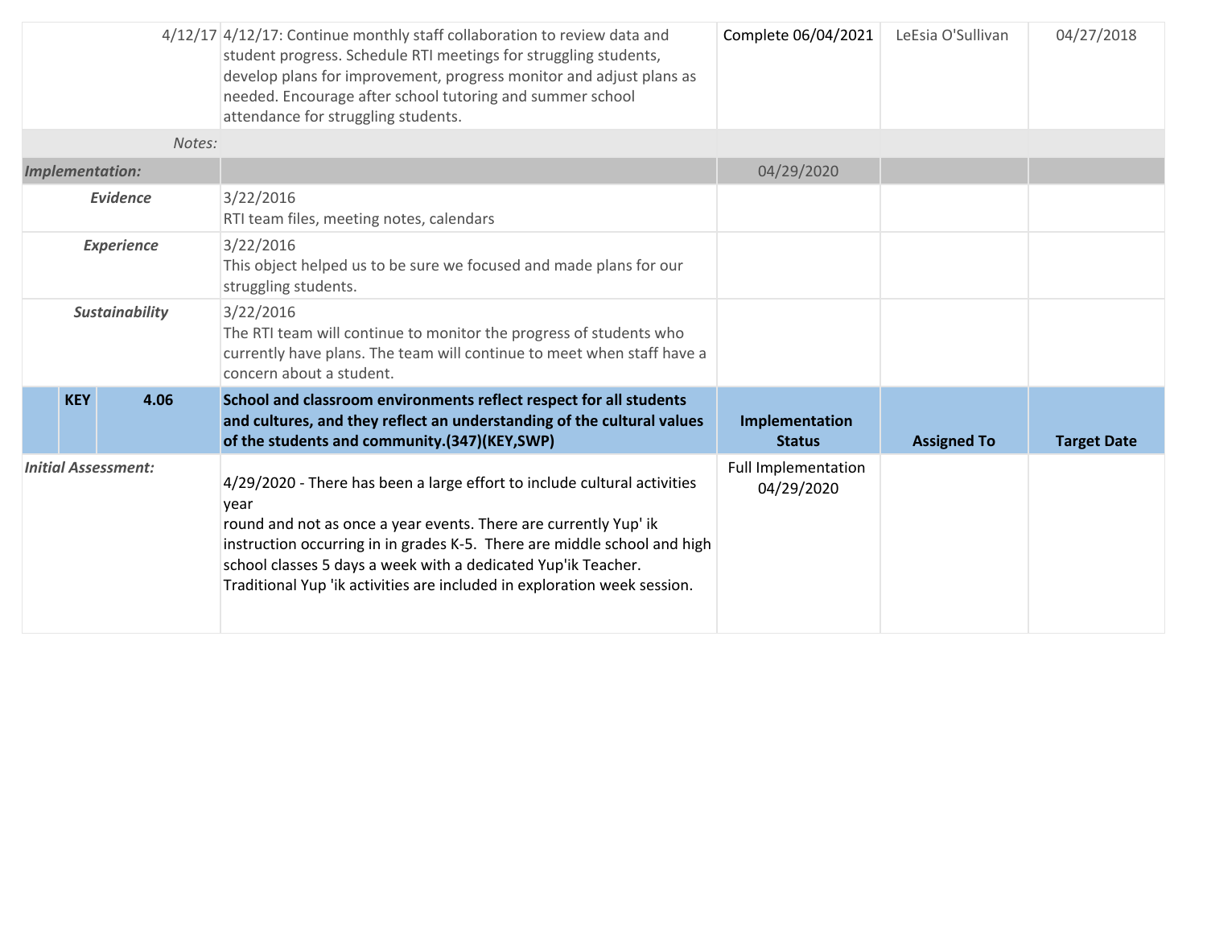| | | | | |
|---|---|---|---|---|
| 4/12/17 | 4/12/17: Continue monthly staff collaboration to review data and student progress. Schedule RTI meetings for struggling students, develop plans for improvement, progress monitor and adjust plans as needed. Encourage after school tutoring and summer school attendance for struggling students. | Complete 06/04/2021 | LeEsia O'Sullivan | 04/27/2018 |
| *Notes:* | | | | |
| ***Implementation:*** | | 04/29/2020 | | |
| ***Evidence*** | 3/22/2016<br>RTI team files, meeting notes, calendars | | | |
| ***Experience*** | 3/22/2016<br>This object helped us to be sure we focused and made plans for our struggling students. | | | |
| ***Sustainability*** | 3/22/2016<br>The RTI team will continue to monitor the progress of students who currently have plans. The team will continue to meet when staff have a concern about a student. | | | |

| KEY 4.06 | School and classroom environments reflect respect for all students and cultures, and they reflect an understanding of the cultural values of the students and community.(347)(KEY,SWP) | Implementation Status | Assigned To | Target Date |
|---|---|---|---|---|
| ***Initial Assessment:*** | 4/29/2020 - There has been a large effort to include cultural activities year<br>round and not as once a year events. There are currently Yup' ik instruction occurring in in grades K-5. There are middle school and high school classes 5 days a week with a dedicated Yup'ik Teacher. Traditional Yup 'ik activities are included in exploration week session. | Full Implementation 04/29/2020 | | |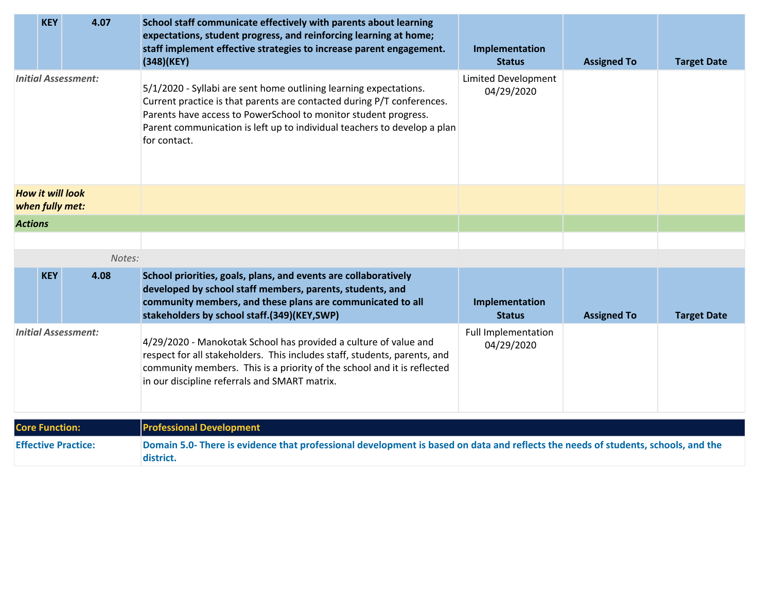| | KEY | 4.07 | School staff communicate effectively with parents about learning expectations, student progress, and reinforcing learning at home; staff implement effective strategies to increase parent engagement.(348)(KEY) | Implementation Status | Assigned To | Target Date |
|---|---|---|---|---|---|---|
| *Initial Assessment:* | | | 5/1/2020 - Syllabi are sent home outlining learning expectations. Current practice is that parents are contacted during P/T conferences. Parents have access to PowerSchool to monitor student progress. Parent communication is left up to individual teachers to develop a plan for contact. | Limited Development 04/29/2020 | | |
| ***How it will look when fully met:*** | | | | | | |
| ***Actions*** | | | | | | |
| | | | | | | |
| | | *Notes:* | | | | |

| | KEY | 4.08 | School priorities, goals, plans, and events are collaboratively developed by school staff members, parents, students, and community members, and these plans are communicated to all stakeholders by school staff.(349)(KEY,SWP) | Implementation Status | Assigned To | Target Date |
|---|---|---|---|---|---|---|
| *Initial Assessment:* | | | 4/29/2020 - Manokotak School has provided a culture of value and respect for all stakeholders. This includes staff, students, parents, and community members. This is a priority of the school and it is reflected in our discipline referrals and SMART matrix. | Full Implementation 04/29/2020 | | |

| **Core Function:** | **Professional Development** |
|---|---|
| **Effective Practice:** | **Domain 5.0- There is evidence that professional development is based on data and reflects the needs of students, schools, and the district.** |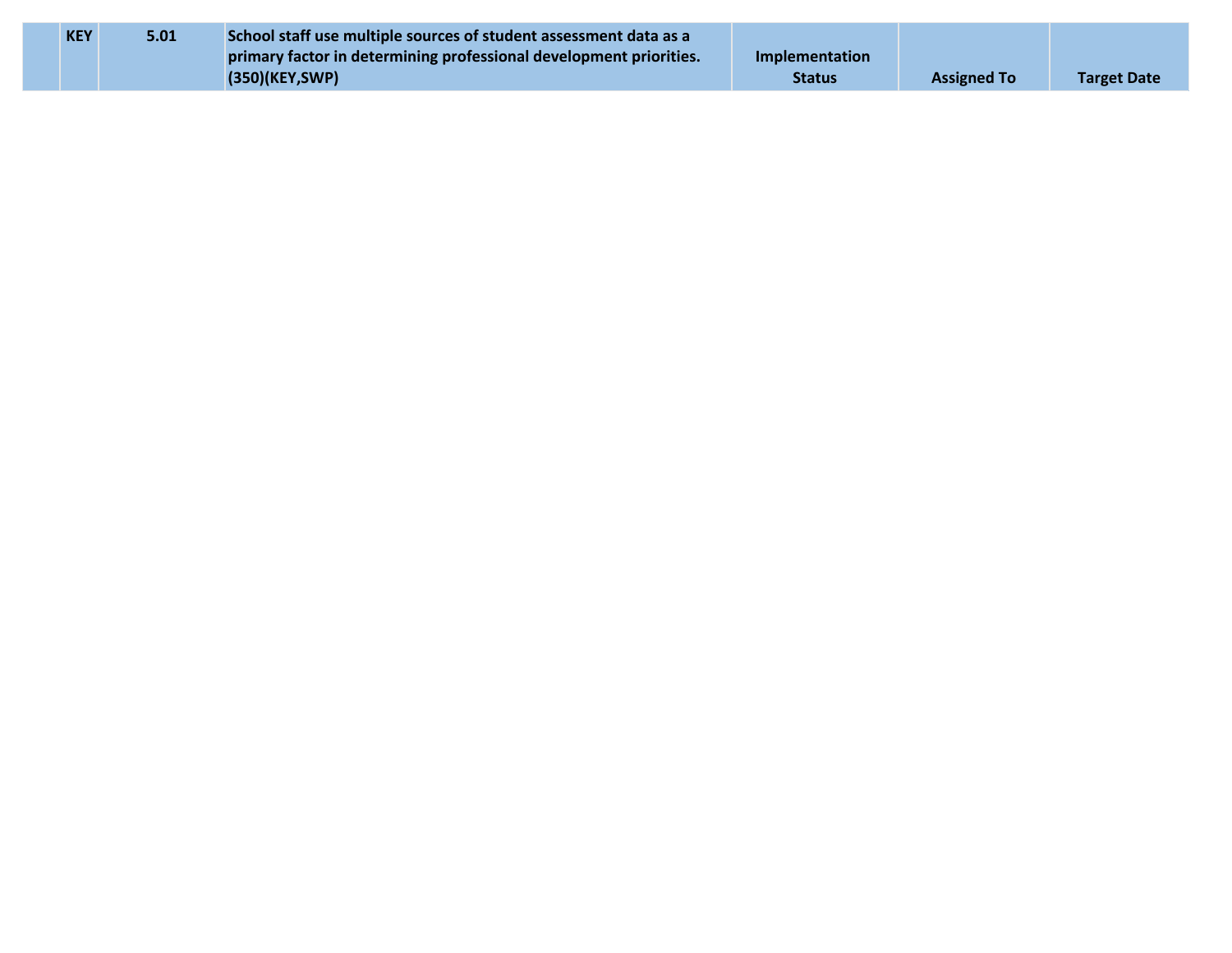|  | KEY | 5.01 | School staff use multiple sources of student assessment data as a primary factor in determining professional development priorities. (350)(KEY,SWP) | Implementation Status | Assigned To | Target Date |
|---|---|---|---|---|---|---|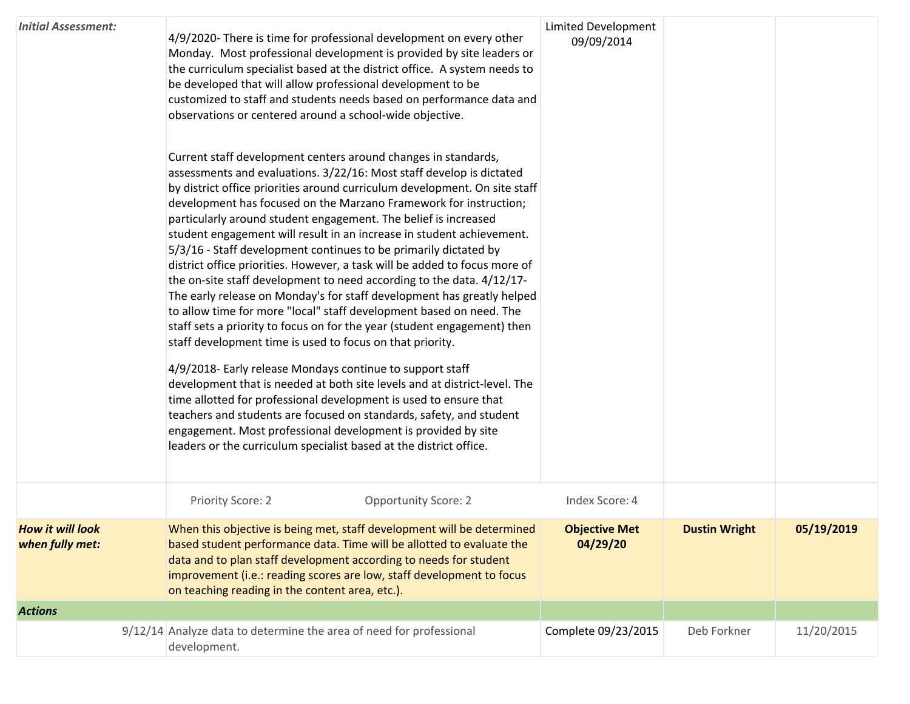| | | | | |
|---|---|---|---|---|
| ***Initial Assessment:*** | 4/9/2020- There is time for professional development on every other Monday. Most professional development is provided by site leaders or the curriculum specialist based at the district office. A system needs to be developed that will allow professional development to be customized to staff and students needs based on performance data and observations or centered around a school-wide objective.<br><br>Current staff development centers around changes in standards, assessments and evaluations. 3/22/16: Most staff develop is dictated by district office priorities around curriculum development. On site staff development has focused on the Marzano Framework for instruction; particularly around student engagement. The belief is increased student engagement will result in an increase in student achievement. 5/3/16 - Staff development continues to be primarily dictated by district office priorities. However, a task will be added to focus more of the on-site staff development to need according to the data. 4/12/17- The early release on Monday's for staff development has greatly helped to allow time for more "local" staff development based on need. The staff sets a priority to focus on for the year (student engagement) then staff development time is used to focus on that priority.<br><br>4/9/2018- Early release Mondays continue to support staff development that is needed at both site levels and at district-level. The time allotted for professional development is used to ensure that teachers and students are focused on standards, safety, and student engagement. Most professional development is provided by site leaders or the curriculum specialist based at the district office. | Limited Development 09/09/2014 | | |
| | Priority Score: 2 Opportunity Score: 2 | Index Score: 4 | | |
| ***How it will look when fully met:*** | When this objective is being met, staff development will be determined based student performance data. Time will be allotted to evaluate the data and to plan staff development according to needs for student improvement (i.e.: reading scores are low, staff development to focus on teaching reading in the content area, etc.). | **Objective Met 04/29/20** | **Dustin Wright** | **05/19/2019** |
| ***Actions*** | | | | |
| 9/12/14 | Analyze data to determine the area of need for professional development. | Complete 09/23/2015 | Deb Forkner | 11/20/2015 |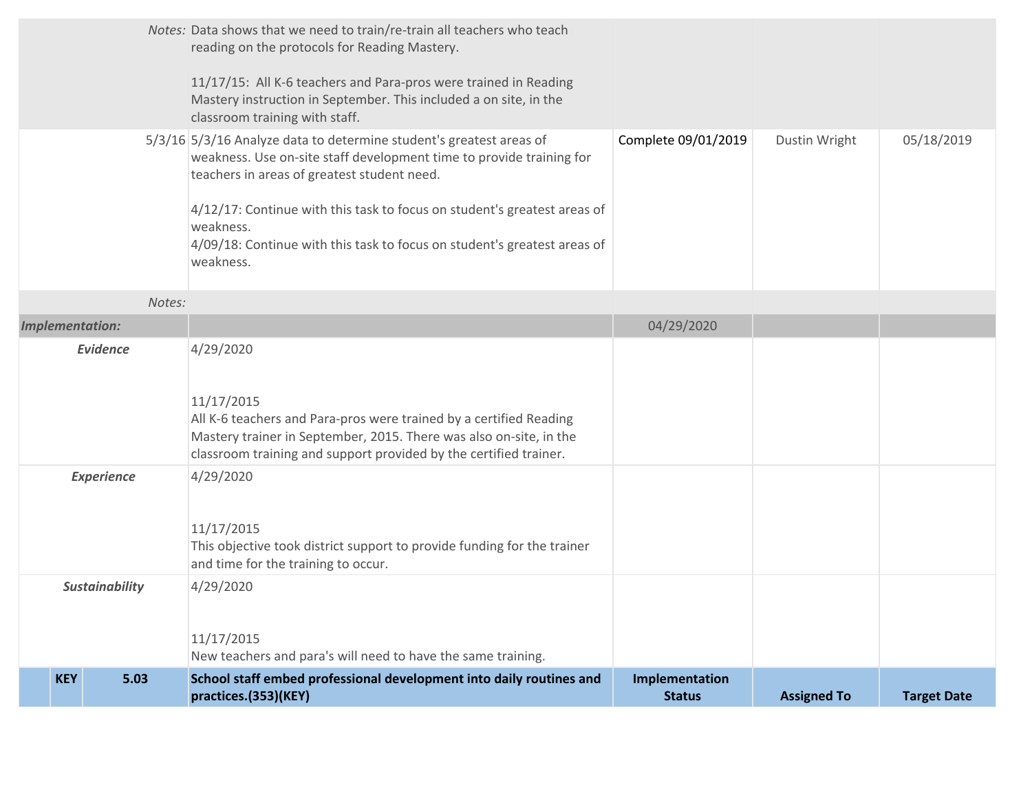| | | | | |
|---|---|---|---|---|
| *Notes:* | Data shows that we need to train/re-train all teachers who teach reading on the protocols for Reading Mastery.<br><br>11/17/15: All K-6 teachers and Para-pros were trained in Reading Mastery instruction in September. This included a on site, in the classroom training with staff. | | | |
| 5/3/16 | 5/3/16 Analyze data to determine student's greatest areas of weakness. Use on-site staff development time to provide training for teachers in areas of greatest student need.<br><br>4/12/17: Continue with this task to focus on student's greatest areas of weakness.<br>4/09/18: Continue with this task to focus on student's greatest areas of weakness. | Complete 09/01/2019 | Dustin Wright | 05/18/2019 |
| *Notes:* | | | | |
| ***Implementation:*** | | 04/29/2020 | | |
| ***Evidence*** | 4/29/2020<br><br>11/17/2015<br>All K-6 teachers and Para-pros were trained by a certified Reading Mastery trainer in September, 2015. There was also on-site, in the classroom training and support provided by the certified trainer. | | | |
| ***Experience*** | 4/29/2020<br><br>11/17/2015<br>This objective took district support to provide funding for the trainer and time for the training to occur. | | | |
| ***Sustainability*** | 4/29/2020<br><br>11/17/2015<br>New teachers and para's will need to have the same training. | | | |
| **KEY 5.03** | **School staff embed professional development into daily routines and practices.(353)(KEY)** | **Implementation Status** | **Assigned To** | **Target Date** |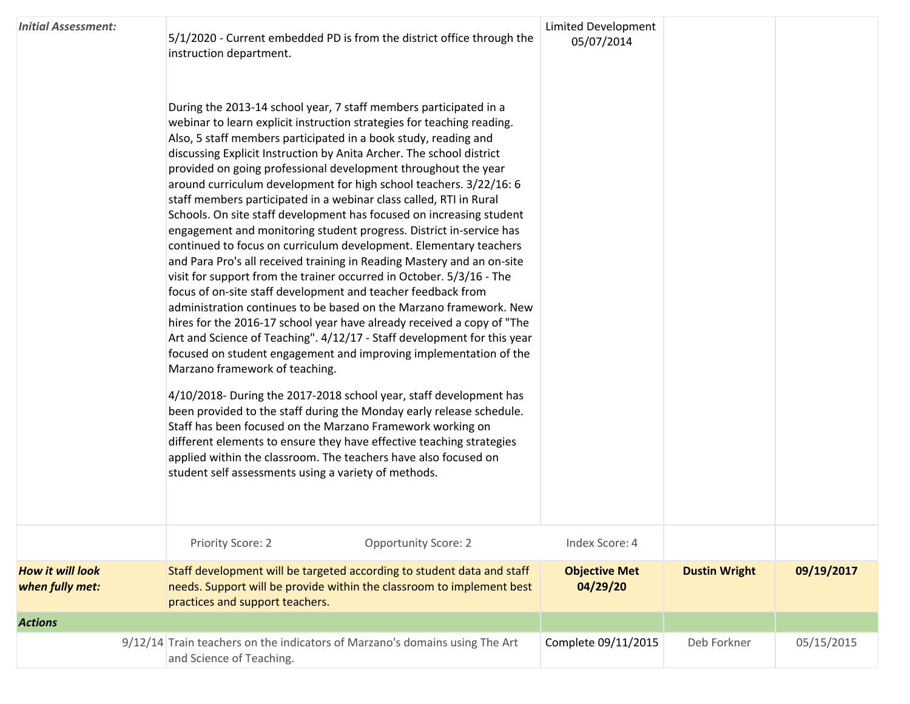| | | | | |
|---|---|---|---|---|
| *Initial Assessment:* | 5/1/2020 - Current embedded PD is from the district office through the instruction department.<br><br>During the 2013-14 school year, 7 staff members participated in a webinar to learn explicit instruction strategies for teaching reading. Also, 5 staff members participated in a book study, reading and discussing Explicit Instruction by Anita Archer. The school district provided on going professional development throughout the year around curriculum development for high school teachers. 3/22/16: 6 staff members participated in a webinar class called, RTI in Rural Schools. On site staff development has focused on increasing student engagement and monitoring student progress. District in-service has continued to focus on curriculum development. Elementary teachers and Para Pro's all received training in Reading Mastery and an on-site visit for support from the trainer occurred in October. 5/3/16 - The focus of on-site staff development and teacher feedback from administration continues to be based on the Marzano framework. New hires for the 2016-17 school year have already received a copy of "The Art and Science of Teaching". 4/12/17 - Staff development for this year focused on student engagement and improving implementation of the Marzano framework of teaching.<br><br>4/10/2018- During the 2017-2018 school year, staff development has been provided to the staff during the Monday early release schedule. Staff has been focused on the Marzano Framework working on different elements to ensure they have effective teaching strategies applied within the classroom. The teachers have also focused on student self assessments using a variety of methods. | Limited Development 05/07/2014 | | |
| | Priority Score: 2 Opportunity Score: 2 | Index Score: 4 | | |
| ***How it will look when fully met:*** | Staff development will be targeted according to student data and staff needs. Support will be provide within the classroom to implement best practices and support teachers. | **Objective Met 04/29/20** | **Dustin Wright** | **09/19/2017** |
| ***Actions*** | | | | |
| 9/12/14 | Train teachers on the indicators of Marzano's domains using The Art and Science of Teaching. | Complete 09/11/2015 | Deb Forkner | 05/15/2015 |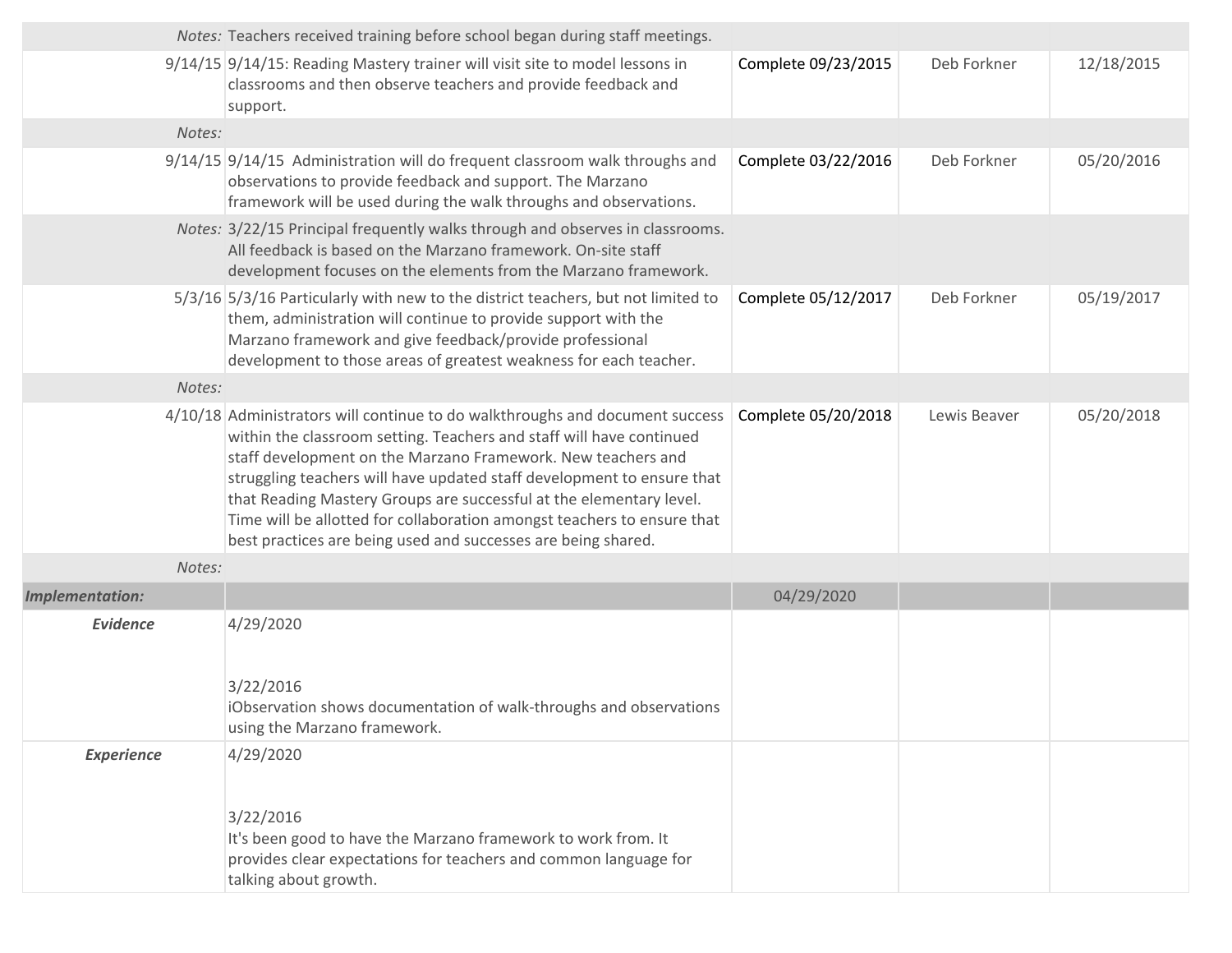| | | | | |
|---|---|---|---|---|
| *Notes:* | Teachers received training before school began during staff meetings. | | | |
| 9/14/15 | 9/14/15: Reading Mastery trainer will visit site to model lessons in classrooms and then observe teachers and provide feedback and support. | Complete 09/23/2015 | Deb Forkner | 12/18/2015 |
| *Notes:* | | | | |
| 9/14/15 | 9/14/15 Administration will do frequent classroom walk throughs and observations to provide feedback and support. The Marzano framework will be used during the walk throughs and observations. | Complete 03/22/2016 | Deb Forkner | 05/20/2016 |
| *Notes:* | 3/22/15 Principal frequently walks through and observes in classrooms. All feedback is based on the Marzano framework. On-site staff development focuses on the elements from the Marzano framework. | | | |
| 5/3/16 | 5/3/16 Particularly with new to the district teachers, but not limited to them, administration will continue to provide support with the Marzano framework and give feedback/provide professional development to those areas of greatest weakness for each teacher. | Complete 05/12/2017 | Deb Forkner | 05/19/2017 |
| *Notes:* | | | | |
| 4/10/18 | Administrators will continue to do walkthroughs and document success within the classroom setting. Teachers and staff will have continued staff development on the Marzano Framework. New teachers and struggling teachers will have updated staff development to ensure that that Reading Mastery Groups are successful at the elementary level. Time will be allotted for collaboration amongst teachers to ensure that best practices are being used and successes are being shared. | Complete 05/20/2018 | Lewis Beaver | 05/20/2018 |
| *Notes:* | | | | |
| ***Implementation:*** | | 04/29/2020 | | |
| ***Evidence*** | 4/29/2020<br><br>3/22/2016<br>iObservation shows documentation of walk-throughs and observations using the Marzano framework. | | | |
| ***Experience*** | 4/29/2020<br><br>3/22/2016<br>It's been good to have the Marzano framework to work from. It provides clear expectations for teachers and common language for talking about growth. | | | |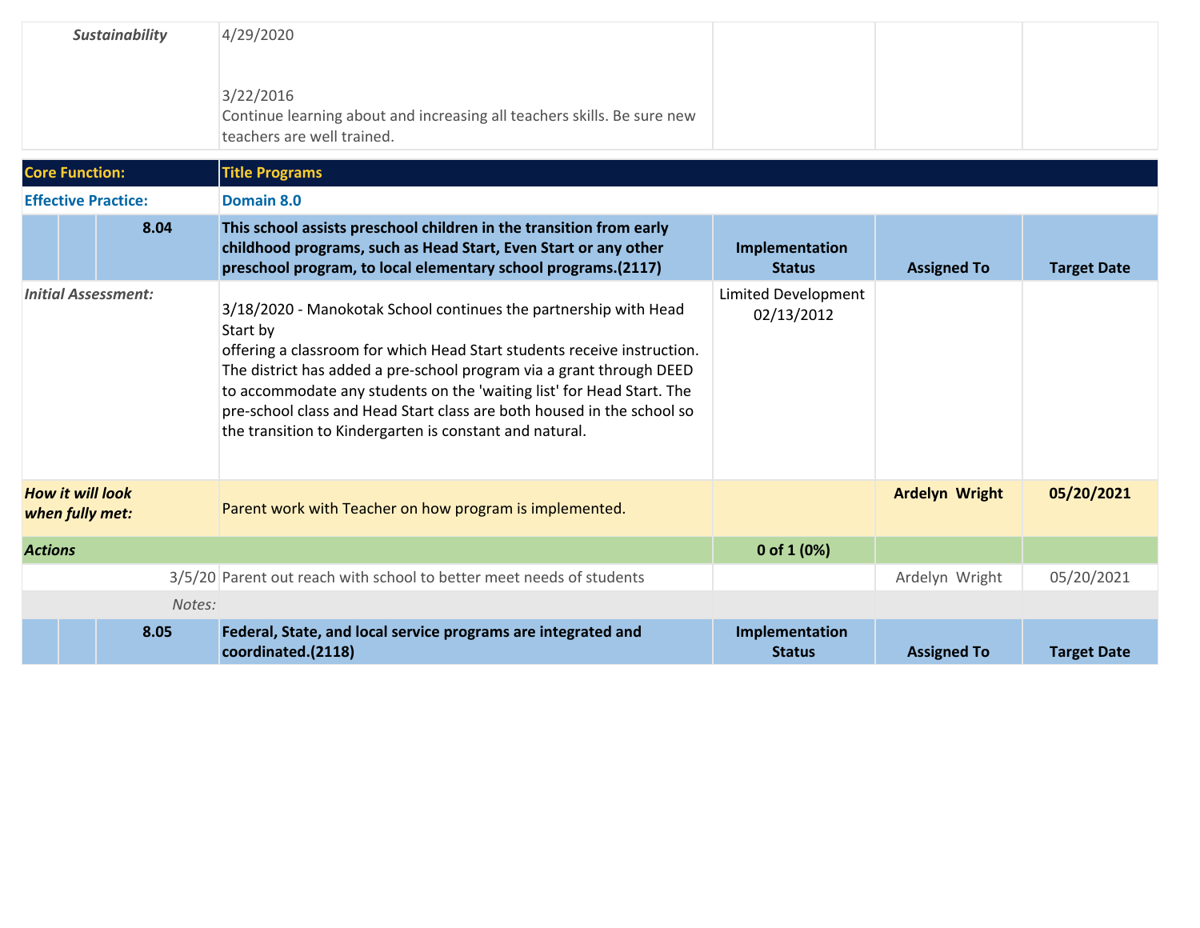| | | | | | | |
|---|---|---|---|---|---|---|
| *Sustainability* | | | 4/29/2020<br><br>3/22/2016<br>Continue learning about and increasing all teachers skills. Be sure new teachers are well trained. | | | |

| | | | | | | |
|---|---|---|---|---|---|---|
| **Core Function:** | | | **Title Programs** | | | |
| **Effective Practice:** | | | **Domain 8.0** | | | |
| | | **8.04** | **This school assists preschool children in the transition from early childhood programs, such as Head Start, Even Start or any other preschool program, to local elementary school programs.(2117)** | **Implementation Status** | **Assigned To** | **Target Date** |
| *Initial Assessment:* | | | 3/18/2020 - Manokotak School continues the partnership with Head Start by<br>offering a classroom for which Head Start students receive instruction. The district has added a pre-school program via a grant through DEED to accommodate any students on the 'waiting list' for Head Start. The pre-school class and Head Start class are both housed in the school so the transition to Kindergarten is constant and natural. | Limited Development 02/13/2012 | | |
| ***How it will look when fully met:*** | | | Parent work with Teacher on how program is implemented. | | **Ardelyn Wright** | **05/20/2021** |
| ***Actions*** | | | | **0 of 1 (0%)** | | |
| | | 3/5/20 | Parent out reach with school to better meet needs of students | | Ardelyn Wright | 05/20/2021 |
| | | *Notes:* | | | | |
| | | **8.05** | **Federal, State, and local service programs are integrated and coordinated.(2118)** | **Implementation Status** | **Assigned To** | **Target Date** |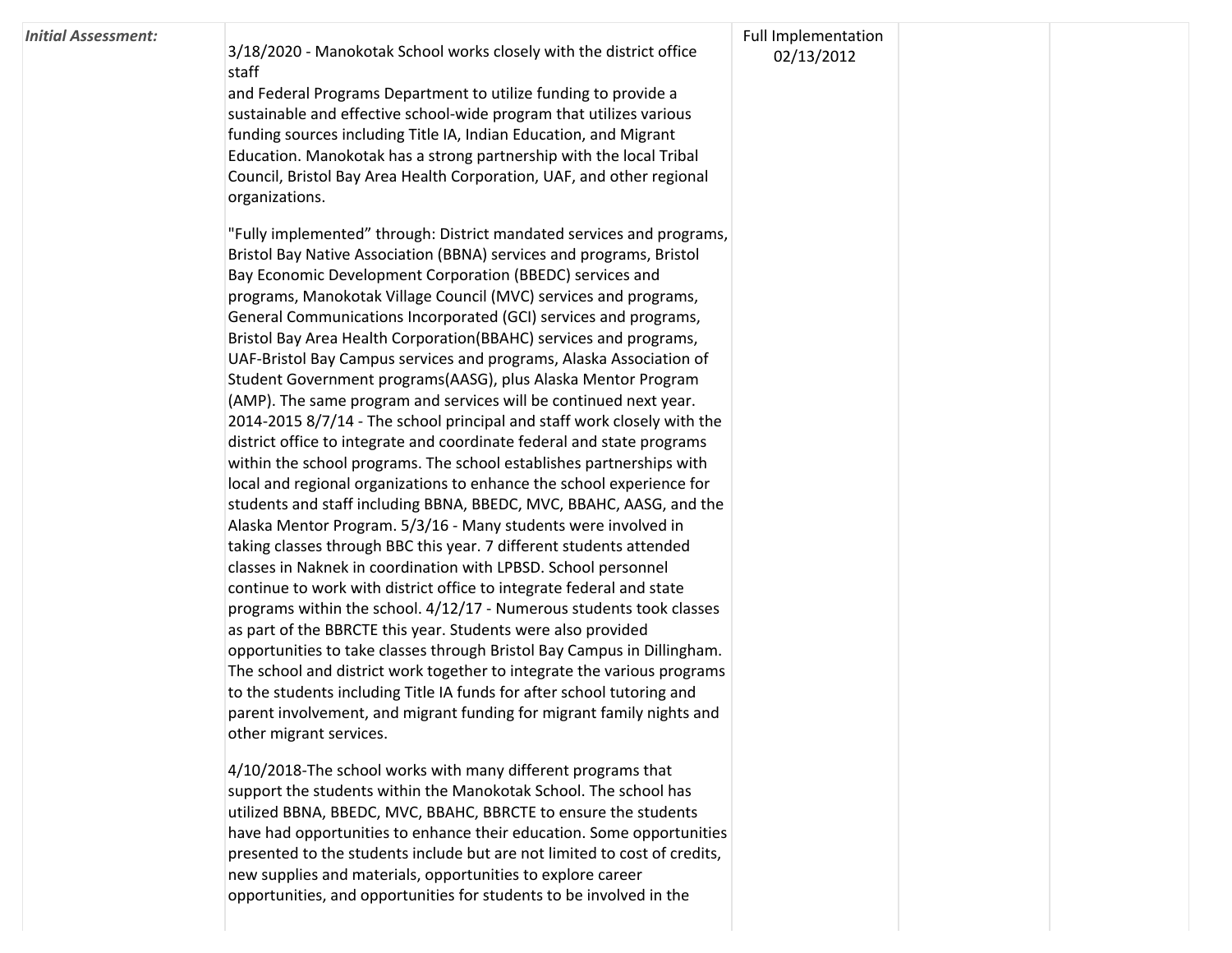| *Initial Assessment:* | 3/18/2020 - Manokotak School works closely with the district office staff<br>and Federal Programs Department to utilize funding to provide a sustainable and effective school-wide program that utilizes various funding sources including Title IA, Indian Education, and Migrant Education. Manokotak has a strong partnership with the local Tribal Council, Bristol Bay Area Health Corporation, UAF, and other regional organizations.<br><br>"Fully implemented" through: District mandated services and programs, Bristol Bay Native Association (BBNA) services and programs, Bristol Bay Economic Development Corporation (BBEDC) services and programs, Manokotak Village Council (MVC) services and programs, General Communications Incorporated (GCI) services and programs, Bristol Bay Area Health Corporation(BBAHC) services and programs, UAF-Bristol Bay Campus services and programs, Alaska Association of Student Government programs(AASG), plus Alaska Mentor Program (AMP). The same program and services will be continued next year. 2014-2015 8/7/14 - The school principal and staff work closely with the district office to integrate and coordinate federal and state programs within the school programs. The school establishes partnerships with local and regional organizations to enhance the school experience for students and staff including BBNA, BBEDC, MVC, BBAHC, AASG, and the Alaska Mentor Program. 5/3/16 - Many students were involved in taking classes through BBC this year. 7 different students attended classes in Naknek in coordination with LPBSD. School personnel continue to work with district office to integrate federal and state programs within the school. 4/12/17 - Numerous students took classes as part of the BBRCTE this year. Students were also provided opportunities to take classes through Bristol Bay Campus in Dillingham. The school and district work together to integrate the various programs to the students including Title IA funds for after school tutoring and parent involvement, and migrant funding for migrant family nights and other migrant services.<br><br>4/10/2018-The school works with many different programs that support the students within the Manokotak School. The school has utilized BBNA, BBEDC, MVC, BBAHC, BBRCTE to ensure the students have had opportunities to enhance their education. Some opportunities presented to the students include but are not limited to cost of credits, new supplies and materials, opportunities to explore career opportunities, and opportunities for students to be involved in the | Full Implementation<br>02/13/2012 | | |
|---|---|---|---|---|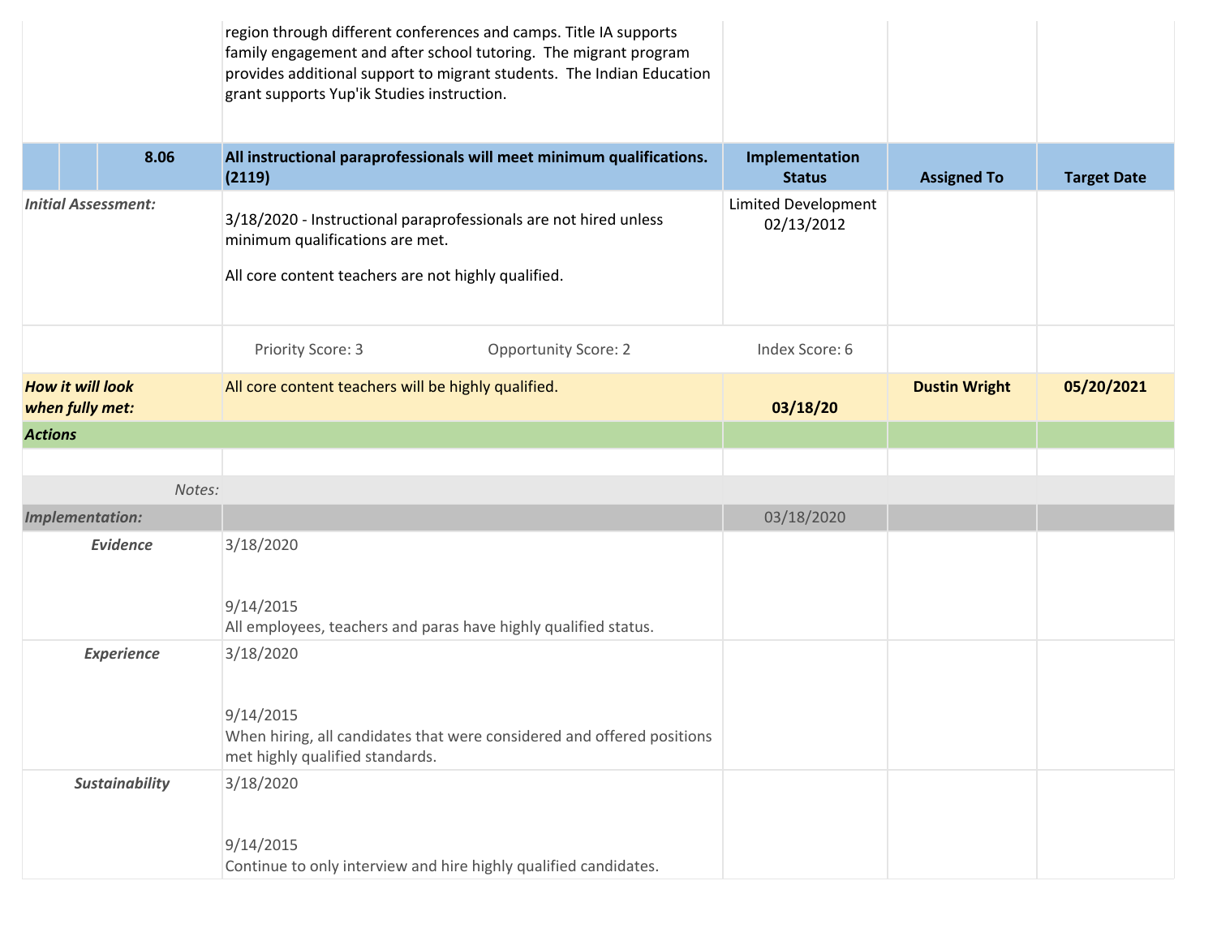region through different conferences and camps. Title IA supports family engagement and after school tutoring. The migrant program provides additional support to migrant students. The Indian Education grant supports Yup'ik Studies instruction.

| | | 8.06 | All instructional paraprofessionals will meet minimum qualifications. (2119) | Implementation Status | Assigned To | Target Date |
|---|---|---|---|---|---|---|
| *Initial Assessment:* | | | 3/18/2020 - Instructional paraprofessionals are not hired unless minimum qualifications are met.<br><br>All core content teachers are not highly qualified. | Limited Development 02/13/2012 | | |
| | | | Priority Score: 3 Opportunity Score: 2 | Index Score: 6 | | |
| ***How it will look when fully met:*** | | | All core content teachers will be highly qualified. | **03/18/20** | **Dustin Wright** | **05/20/2021** |
| ***Actions*** | | | | | | |
| | | | | | | |
| | | *Notes:* | | | | |
| ***Implementation:*** | | | | 03/18/2020 | | |
| ***Evidence*** | | | 3/18/2020<br><br>9/14/2015<br>All employees, teachers and paras have highly qualified status. | | | |
| ***Experience*** | | | 3/18/2020<br><br>9/14/2015<br>When hiring, all candidates that were considered and offered positions met highly qualified standards. | | | |
| ***Sustainability*** | | | 3/18/2020<br><br>9/14/2015<br>Continue to only interview and hire highly qualified candidates. | | | |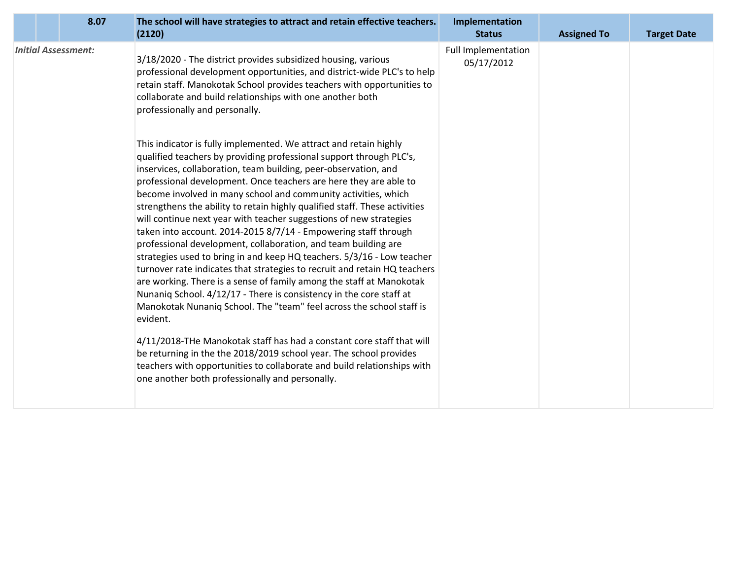| | | 8.07 | The school will have strategies to attract and retain effective teachers. (2120) | Implementation Status | Assigned To | Target Date |
|---|---|---|---|---|---|---|
| *Initial Assessment:* | | | 3/18/2020 - The district provides subsidized housing, various professional development opportunities, and district-wide PLC's to help retain staff. Manokotak School provides teachers with opportunities to collaborate and build relationships with one another both professionally and personally.<br><br>This indicator is fully implemented. We attract and retain highly qualified teachers by providing professional support through PLC's, inservices, collaboration, team building, peer-observation, and professional development. Once teachers are here they are able to become involved in many school and community activities, which strengthens the ability to retain highly qualified staff. These activities will continue next year with teacher suggestions of new strategies taken into account. 2014-2015 8/7/14 - Empowering staff through professional development, collaboration, and team building are strategies used to bring in and keep HQ teachers. 5/3/16 - Low teacher turnover rate indicates that strategies to recruit and retain HQ teachers are working. There is a sense of family among the staff at Manokotak Nunaniq School. 4/12/17 - There is consistency in the core staff at Manokotak Nunaniq School. The "team" feel across the school staff is evident.<br><br>4/11/2018-THe Manokotak staff has had a constant core staff that will be returning in the the 2018/2019 school year. The school provides teachers with opportunities to collaborate and build relationships with one another both professionally and personally. | Full Implementation 05/17/2012 | | |